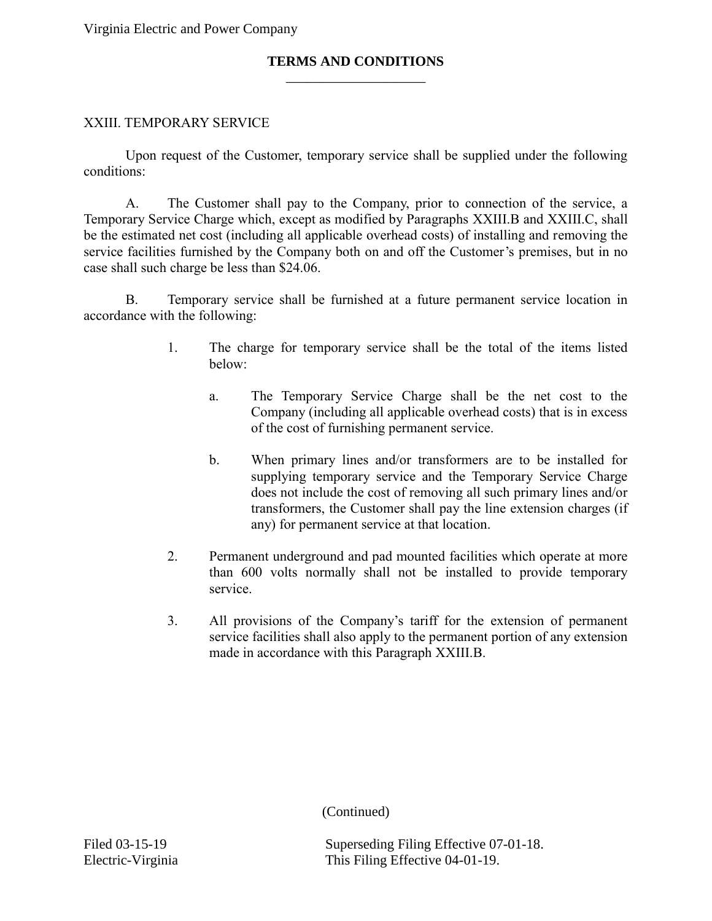Virginia Electric and Power Company

**TERMS AND CONDITIONS**

XXIII. TEMPORARY SERVICE

Upon request of the Customer, temporary service shall be supplied under the following conditions:

A. The Customer shall pay to the Company, prior to connection of the service, a Temporary Service Charge which, except as modified by Paragraphs XXIII.B and XXIII.C, shall be the estimated net cost (including all applicable overhead costs) of installing and removing the service facilities furnished by the Company both on and off the Customer's premises, but in no case shall such charge be less than $24.06.

B. Temporary service shall be furnished at a future permanent service location in accordance with the following:

1. The charge for temporary service shall be the total of the items listed below:

    a. The Temporary Service Charge shall be the net cost to the Company (including all applicable overhead costs) that is in excess of the cost of furnishing permanent service.

    b. When primary lines and/or transformers are to be installed for supplying temporary service and the Temporary Service Charge does not include the cost of removing all such primary lines and/or transformers, the Customer shall pay the line extension charges (if any) for permanent service at that location.

2. Permanent underground and pad mounted facilities which operate at more than 600 volts normally shall not be installed to provide temporary service.

3. All provisions of the Company's tariff for the extension of permanent service facilities shall also apply to the permanent portion of any extension made in accordance with this Paragraph XXIII.B.

(Continued)

Filed 03-15-19
Electric-Virginia

Superseding Filing Effective 07-01-18.
This Filing Effective 04-01-19.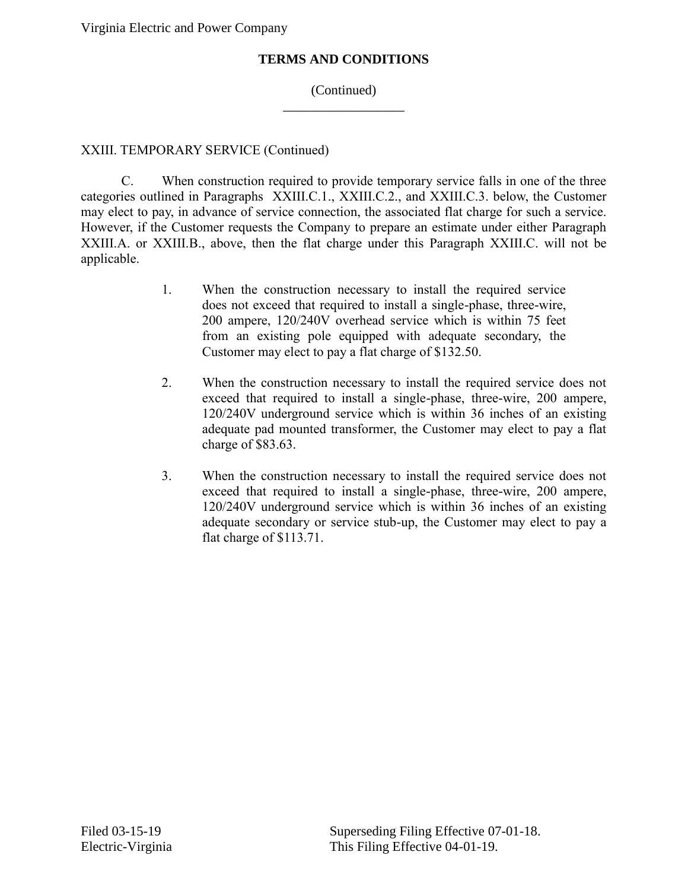## TERMS AND CONDITIONS

(Continued)

XXIII. TEMPORARY SERVICE (Continued)

C. When construction required to provide temporary service falls in one of the three categories outlined in Paragraphs XXIII.C.1., XXIII.C.2., and XXIII.C.3. below, the Customer may elect to pay, in advance of service connection, the associated flat charge for such a service. However, if the Customer requests the Company to prepare an estimate under either Paragraph XXIII.A. or XXIII.B., above, then the flat charge under this Paragraph XXIII.C. will not be applicable.

1. When the construction necessary to install the required service does not exceed that required to install a single-phase, three-wire, 200 ampere, 120/240V overhead service which is within 75 feet from an existing pole equipped with adequate secondary, the Customer may elect to pay a flat charge of $132.50.

2. When the construction necessary to install the required service does not exceed that required to install a single-phase, three-wire, 200 ampere, 120/240V underground service which is within 36 inches of an existing adequate pad mounted transformer, the Customer may elect to pay a flat charge of $83.63.

3. When the construction necessary to install the required service does not exceed that required to install a single-phase, three-wire, 200 ampere, 120/240V underground service which is within 36 inches of an existing adequate secondary or service stub-up, the Customer may elect to pay a flat charge of $113.71.

Filed 03-15-19 Superseding Filing Effective 07-01-18.
Electric-Virginia This Filing Effective 04-01-19.